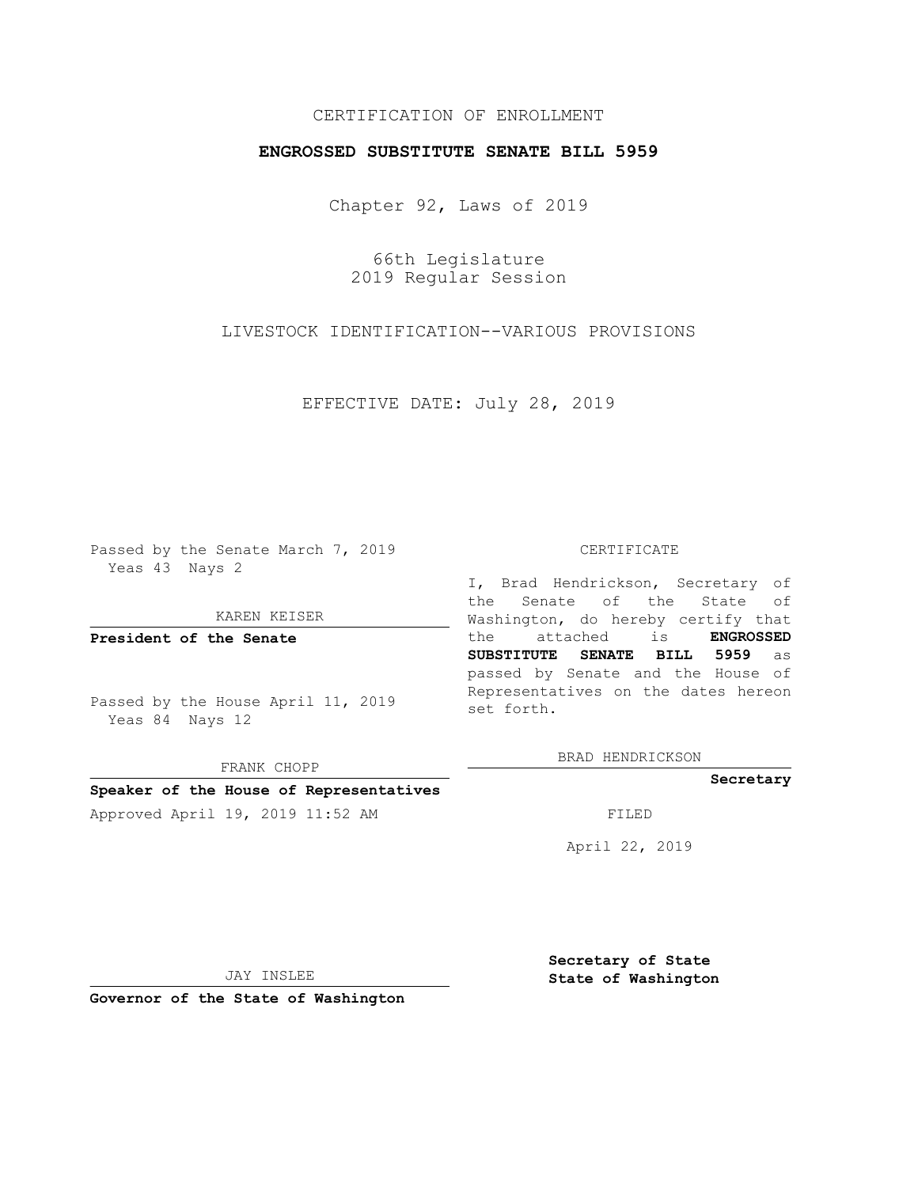CERTIFICATION OF ENROLLMENT

**ENGROSSED SUBSTITUTE SENATE BILL 5959**

Chapter 92, Laws of 2019

66th Legislature
2019 Regular Session

LIVESTOCK IDENTIFICATION--VARIOUS PROVISIONS

EFFECTIVE DATE: July 28, 2019

Passed by the Senate March 7, 2019
Yeas 43 Nays 2

KAREN KEISER

**President of the Senate**

Passed by the House April 11, 2019
Yeas 84 Nays 12

FRANK CHOPP

**Speaker of the House of Representatives**

Approved April 19, 2019 11:52 AM

JAY INSLEE

**Governor of the State of Washington**

CERTIFICATE

I, Brad Hendrickson, Secretary of the Senate of the State of Washington, do hereby certify that the attached is **ENGROSSED SUBSTITUTE SENATE BILL 5959** as passed by Senate and the House of Representatives on the dates hereon set forth.

BRAD HENDRICKSON

**Secretary**

FILED

April 22, 2019

**Secretary of State**
**State of Washington**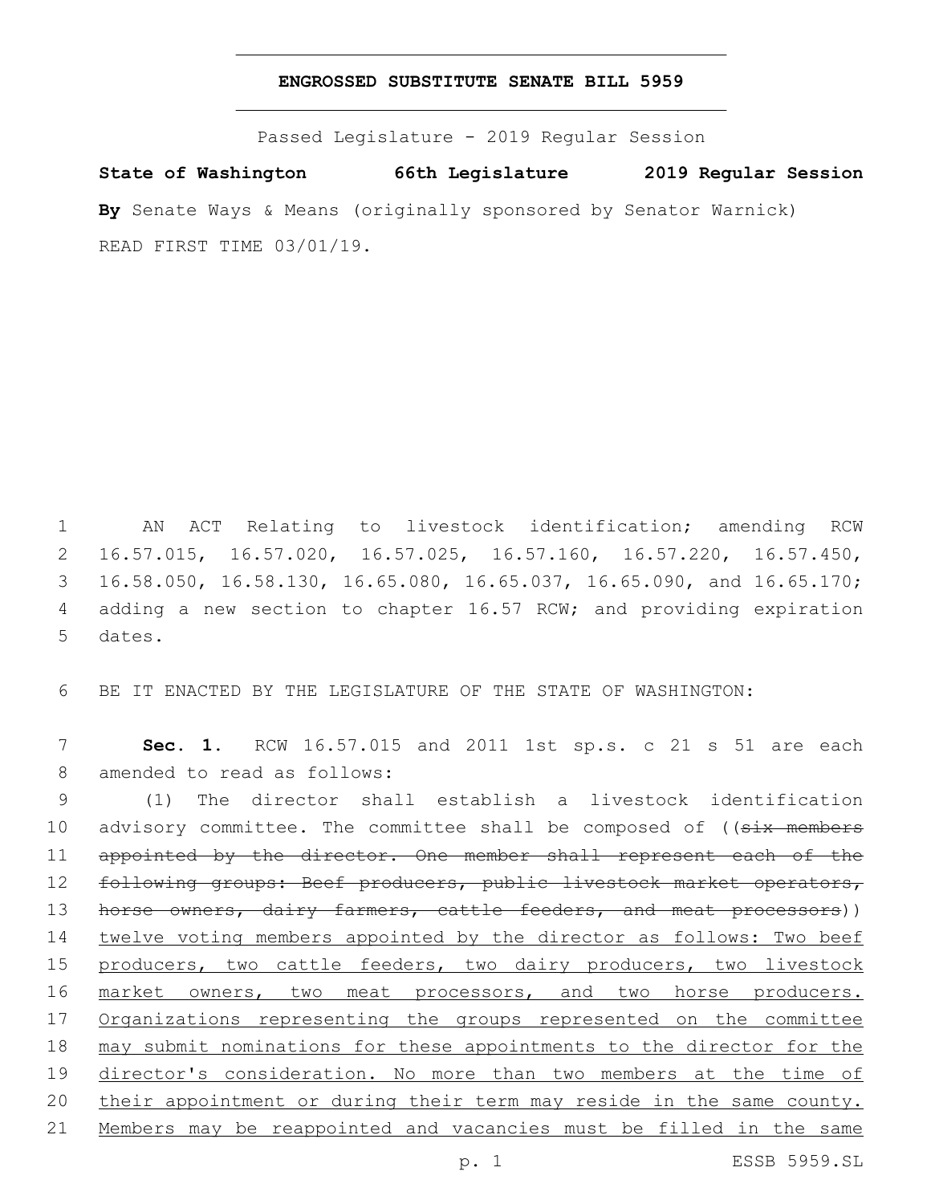# ENGROSSED SUBSTITUTE SENATE BILL 5959

Passed Legislature - 2019 Regular Session

**State of Washington 66th Legislature 2019 Regular Session**

**By** Senate Ways & Means (originally sponsored by Senator Warnick)

READ FIRST TIME 03/01/19.

AN ACT Relating to livestock identification; amending RCW 16.57.015, 16.57.020, 16.57.025, 16.57.160, 16.57.220, 16.57.450, 16.58.050, 16.58.130, 16.65.080, 16.65.037, 16.65.090, and 16.65.170; adding a new section to chapter 16.57 RCW; and providing expiration dates.

BE IT ENACTED BY THE LEGISLATURE OF THE STATE OF WASHINGTON:

**Sec. 1.** RCW 16.57.015 and 2011 1st sp.s. c 21 s 51 are each amended to read as follows:

(1) The director shall establish a livestock identification advisory committee. The committee shall be composed of ((~~six members appointed by the director. One member shall represent each of the following groups: Beef producers, public livestock market operators, horse owners, dairy farmers, cattle feeders, and meat processors~~)) <u>twelve voting members appointed by the director as follows: Two beef producers, two cattle feeders, two dairy producers, two livestock market owners, two meat processors, and two horse producers. Organizations representing the groups represented on the committee may submit nominations for these appointments to the director for the director's consideration. No more than two members at the time of their appointment or during their term may reside in the same county. Members may be reappointed and vacancies must be filled in the same</u>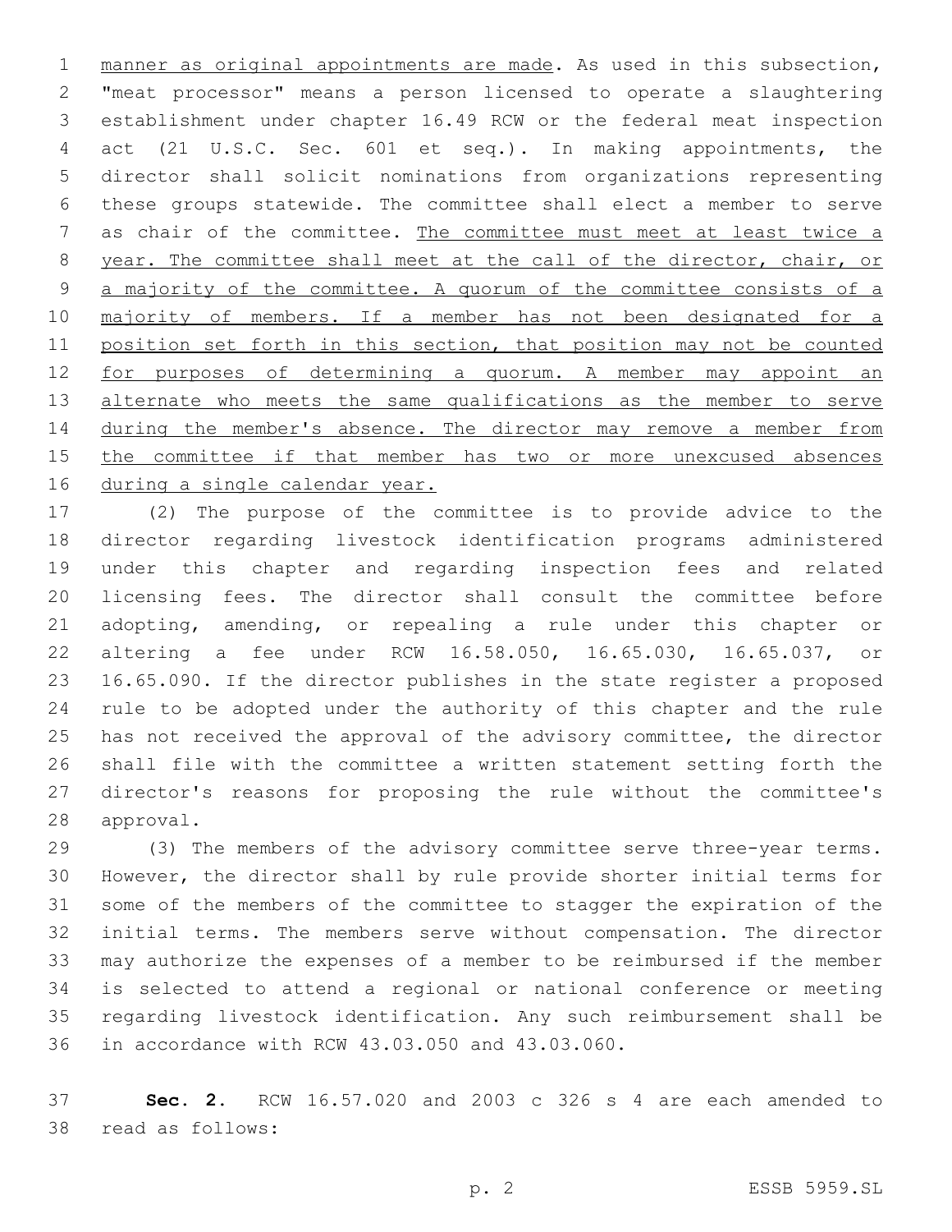manner as original appointments are made. As used in this subsection, "meat processor" means a person licensed to operate a slaughtering establishment under chapter 16.49 RCW or the federal meat inspection act (21 U.S.C. Sec. 601 et seq.). In making appointments, the director shall solicit nominations from organizations representing these groups statewide. The committee shall elect a member to serve as chair of the committee. The committee must meet at least twice a year. The committee shall meet at the call of the director, chair, or a majority of the committee. A quorum of the committee consists of a majority of members. If a member has not been designated for a position set forth in this section, that position may not be counted for purposes of determining a quorum. A member may appoint an alternate who meets the same qualifications as the member to serve during the member's absence. The director may remove a member from the committee if that member has two or more unexcused absences during a single calendar year.

(2) The purpose of the committee is to provide advice to the director regarding livestock identification programs administered under this chapter and regarding inspection fees and related licensing fees. The director shall consult the committee before adopting, amending, or repealing a rule under this chapter or altering a fee under RCW 16.58.050, 16.65.030, 16.65.037, or 16.65.090. If the director publishes in the state register a proposed rule to be adopted under the authority of this chapter and the rule has not received the approval of the advisory committee, the director shall file with the committee a written statement setting forth the director's reasons for proposing the rule without the committee's approval.

(3) The members of the advisory committee serve three-year terms. However, the director shall by rule provide shorter initial terms for some of the members of the committee to stagger the expiration of the initial terms. The members serve without compensation. The director may authorize the expenses of a member to be reimbursed if the member is selected to attend a regional or national conference or meeting regarding livestock identification. Any such reimbursement shall be in accordance with RCW 43.03.050 and 43.03.060.

**Sec. 2.** RCW 16.57.020 and 2003 c 326 s 4 are each amended to read as follows: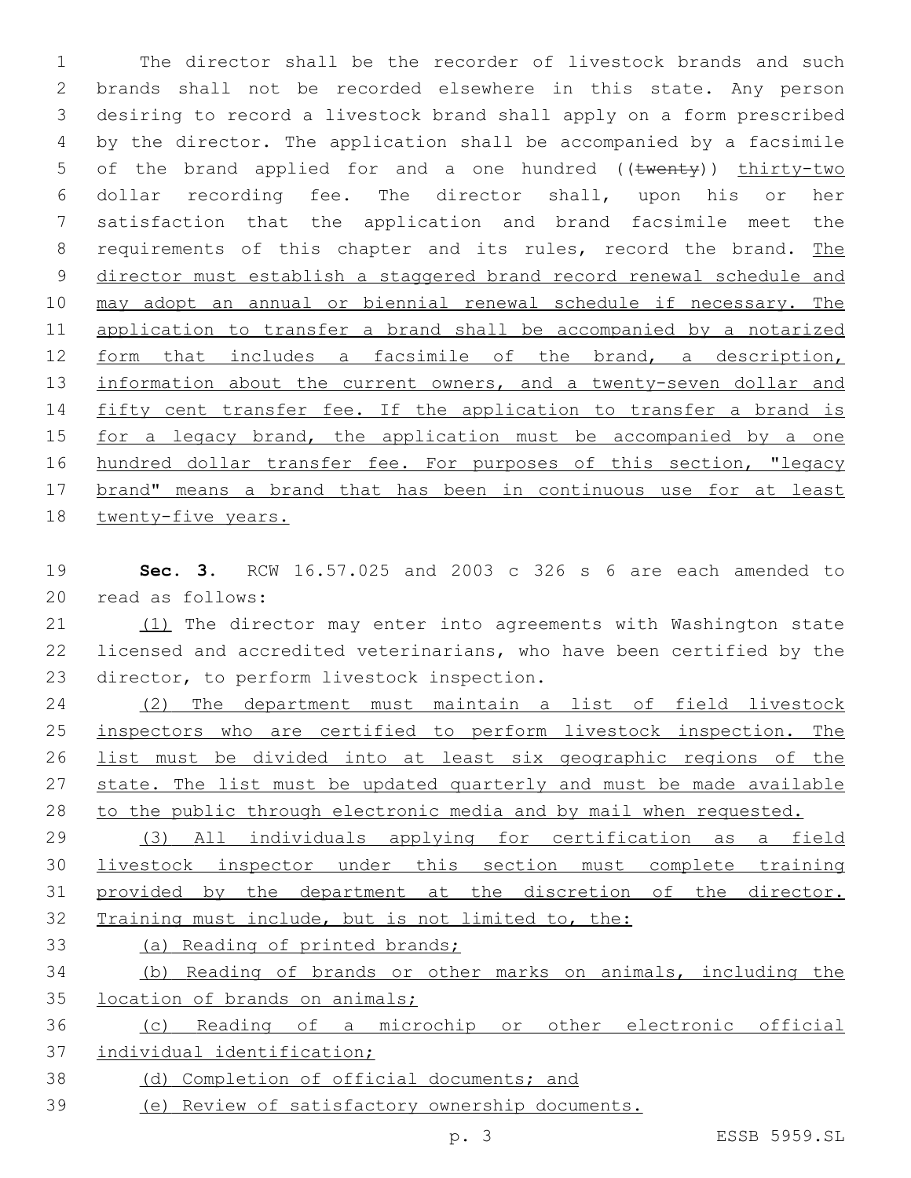The director shall be the recorder of livestock brands and such brands shall not be recorded elsewhere in this state. Any person desiring to record a livestock brand shall apply on a form prescribed by the director. The application shall be accompanied by a facsimile of the brand applied for and a one hundred ((~~twenty~~)) <u>thirty-two</u> dollar recording fee. The director shall, upon his or her satisfaction that the application and brand facsimile meet the requirements of this chapter and its rules, record the brand. <u>The director must establish a staggered brand record renewal schedule and may adopt an annual or biennial renewal schedule if necessary. The application to transfer a brand shall be accompanied by a notarized form that includes a facsimile of the brand, a description, information about the current owners, and a twenty-seven dollar and fifty cent transfer fee. If the application to transfer a brand is for a legacy brand, the application must be accompanied by a one hundred dollar transfer fee. For purposes of this section, "legacy brand" means a brand that has been in continuous use for at least twenty-five years.</u>

**Sec. 3.** RCW 16.57.025 and 2003 c 326 s 6 are each amended to read as follows:

<u>(1)</u> The director may enter into agreements with Washington state licensed and accredited veterinarians, who have been certified by the director, to perform livestock inspection.

<u>(2) The department must maintain a list of field livestock inspectors who are certified to perform livestock inspection. The list must be divided into at least six geographic regions of the state. The list must be updated quarterly and must be made available to the public through electronic media and by mail when requested.</u>

<u>(3) All individuals applying for certification as a field livestock inspector under this section must complete training provided by the department at the discretion of the director. Training must include, but is not limited to, the:</u>

<u>(a) Reading of printed brands;</u>

<u>(b) Reading of brands or other marks on animals, including the location of brands on animals;</u>

<u>(c) Reading of a microchip or other electronic official individual identification;</u>

<u>(d) Completion of official documents; and</u>

<u>(e) Review of satisfactory ownership documents.</u>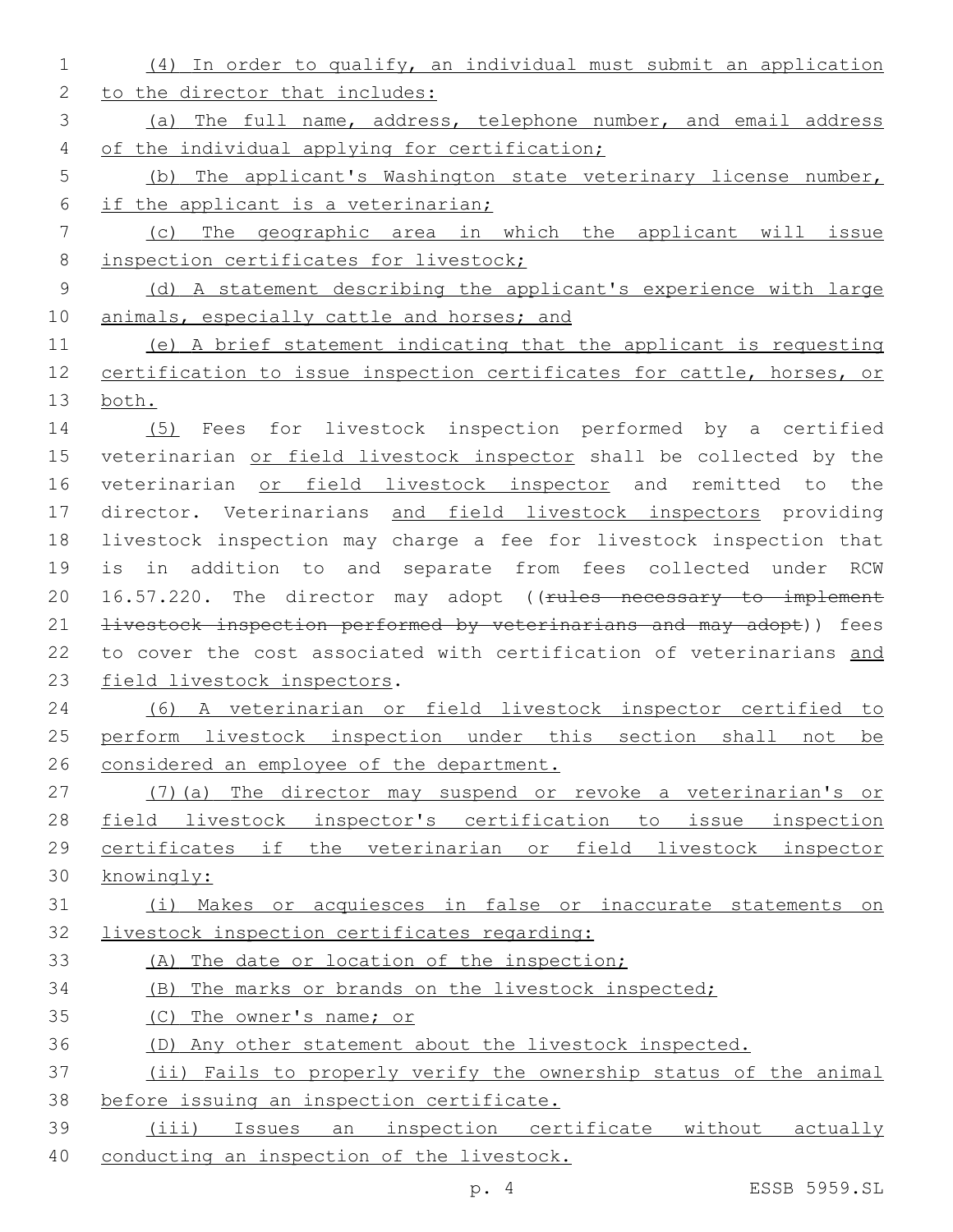(4) In order to qualify, an individual must submit an application to the director that includes:

(a) The full name, address, telephone number, and email address of the individual applying for certification;

(b) The applicant's Washington state veterinary license number, if the applicant is a veterinarian;

(c) The geographic area in which the applicant will issue inspection certificates for livestock;

(d) A statement describing the applicant's experience with large animals, especially cattle and horses; and

(e) A brief statement indicating that the applicant is requesting certification to issue inspection certificates for cattle, horses, or both.

(5) Fees for livestock inspection performed by a certified veterinarian or field livestock inspector shall be collected by the veterinarian or field livestock inspector and remitted to the director. Veterinarians and field livestock inspectors providing livestock inspection may charge a fee for livestock inspection that is in addition to and separate from fees collected under RCW 16.57.220. The director may adopt ((~~rules necessary to implement livestock inspection performed by veterinarians and may adopt~~)) fees to cover the cost associated with certification of veterinarians and field livestock inspectors.

(6) A veterinarian or field livestock inspector certified to perform livestock inspection under this section shall not be considered an employee of the department.

(7)(a) The director may suspend or revoke a veterinarian's or field livestock inspector's certification to issue inspection certificates if the veterinarian or field livestock inspector knowingly:

(i) Makes or acquiesces in false or inaccurate statements on livestock inspection certificates regarding:

(A) The date or location of the inspection;

(B) The marks or brands on the livestock inspected;

(C) The owner's name; or

(D) Any other statement about the livestock inspected.

(ii) Fails to properly verify the ownership status of the animal before issuing an inspection certificate.

(iii) Issues an inspection certificate without actually conducting an inspection of the livestock.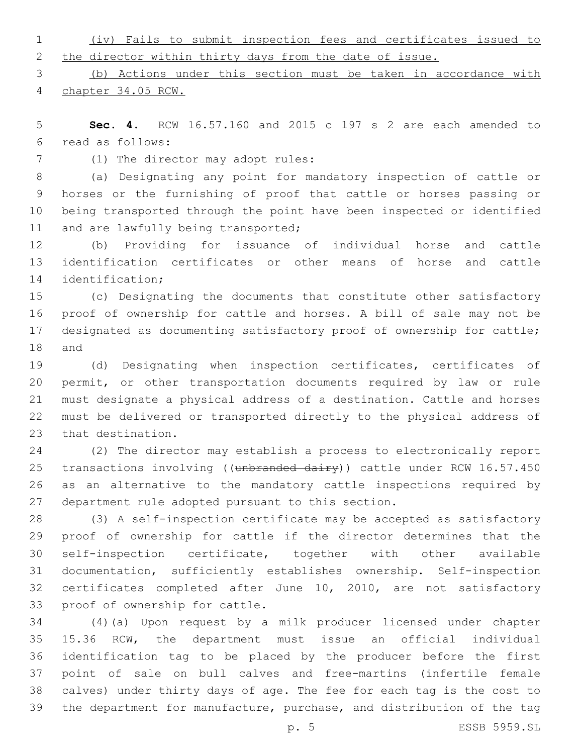(iv) Fails to submit inspection fees and certificates issued to the director within thirty days from the date of issue.

(b) Actions under this section must be taken in accordance with chapter 34.05 RCW.

**Sec. 4.** RCW 16.57.160 and 2015 c 197 s 2 are each amended to read as follows:

(1) The director may adopt rules:

(a) Designating any point for mandatory inspection of cattle or horses or the furnishing of proof that cattle or horses passing or being transported through the point have been inspected or identified and are lawfully being transported;

(b) Providing for issuance of individual horse and cattle identification certificates or other means of horse and cattle identification;

(c) Designating the documents that constitute other satisfactory proof of ownership for cattle and horses. A bill of sale may not be designated as documenting satisfactory proof of ownership for cattle; and

(d) Designating when inspection certificates, certificates of permit, or other transportation documents required by law or rule must designate a physical address of a destination. Cattle and horses must be delivered or transported directly to the physical address of that destination.

(2) The director may establish a process to electronically report transactions involving ((~~unbranded dairy~~)) cattle under RCW 16.57.450 as an alternative to the mandatory cattle inspections required by department rule adopted pursuant to this section.

(3) A self-inspection certificate may be accepted as satisfactory proof of ownership for cattle if the director determines that the self-inspection certificate, together with other available documentation, sufficiently establishes ownership. Self-inspection certificates completed after June 10, 2010, are not satisfactory proof of ownership for cattle.

(4)(a) Upon request by a milk producer licensed under chapter 15.36 RCW, the department must issue an official individual identification tag to be placed by the producer before the first point of sale on bull calves and free-martins (infertile female calves) under thirty days of age. The fee for each tag is the cost to the department for manufacture, purchase, and distribution of the tag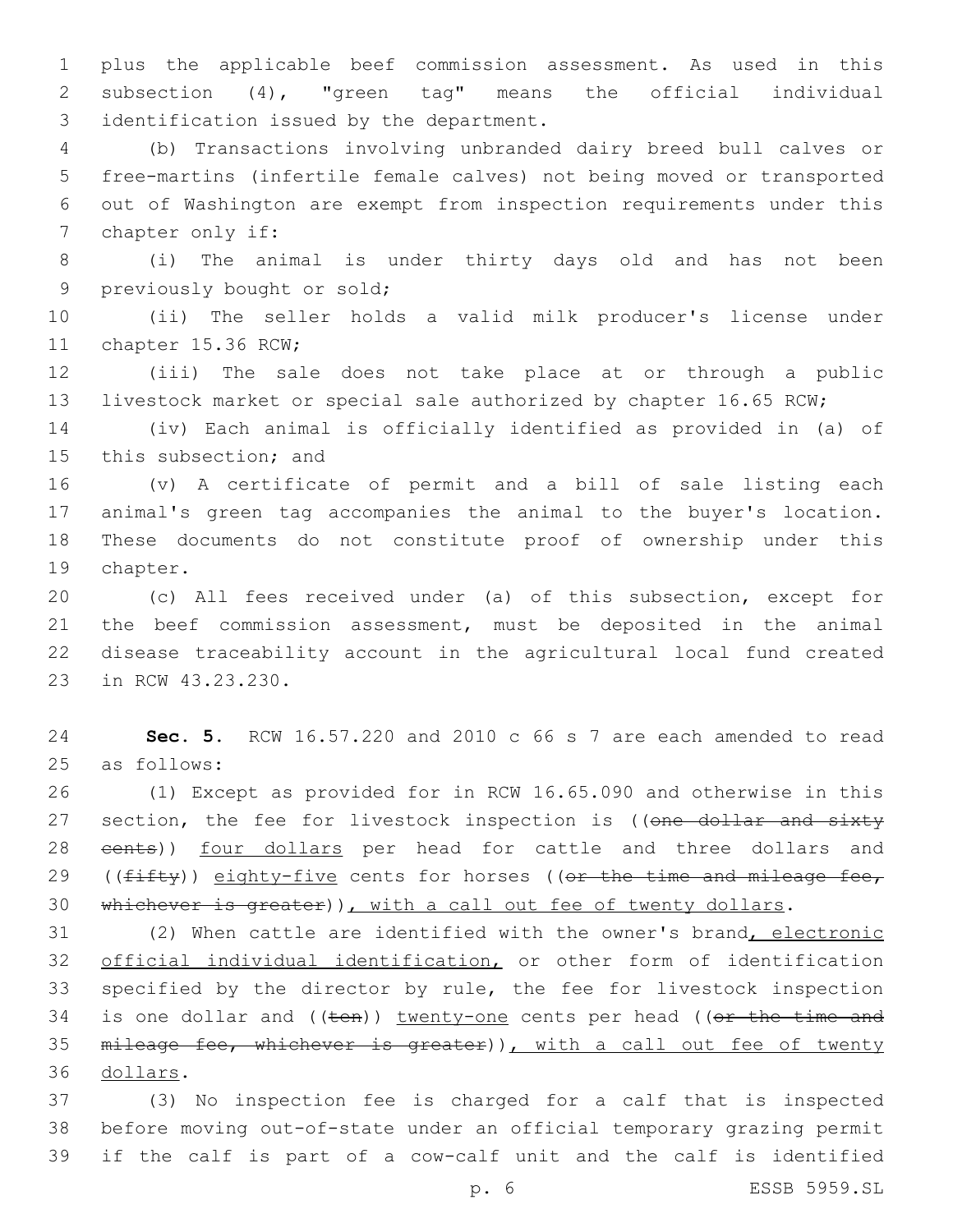plus the applicable beef commission assessment. As used in this subsection (4), "green tag" means the official individual identification issued by the department.

(b) Transactions involving unbranded dairy breed bull calves or free-martins (infertile female calves) not being moved or transported out of Washington are exempt from inspection requirements under this chapter only if:

(i) The animal is under thirty days old and has not been previously bought or sold;

(ii) The seller holds a valid milk producer's license under chapter 15.36 RCW;

(iii) The sale does not take place at or through a public livestock market or special sale authorized by chapter 16.65 RCW;

(iv) Each animal is officially identified as provided in (a) of this subsection; and

(v) A certificate of permit and a bill of sale listing each animal's green tag accompanies the animal to the buyer's location. These documents do not constitute proof of ownership under this chapter.

(c) All fees received under (a) of this subsection, except for the beef commission assessment, must be deposited in the animal disease traceability account in the agricultural local fund created in RCW 43.23.230.

**Sec. 5.** RCW 16.57.220 and 2010 c 66 s 7 are each amended to read as follows:

(1) Except as provided for in RCW 16.65.090 and otherwise in this section, the fee for livestock inspection is ((~~one dollar and sixty cents~~)) four dollars per head for cattle and three dollars and ((~~fifty~~)) eighty-five cents for horses ((~~or the time and mileage fee, whichever is greater~~)), with a call out fee of twenty dollars.

(2) When cattle are identified with the owner's brand, electronic official individual identification, or other form of identification specified by the director by rule, the fee for livestock inspection is one dollar and ((~~ten~~)) twenty-one cents per head ((~~or the time and mileage fee, whichever is greater~~)), with a call out fee of twenty dollars.

(3) No inspection fee is charged for a calf that is inspected before moving out-of-state under an official temporary grazing permit if the calf is part of a cow-calf unit and the calf is identified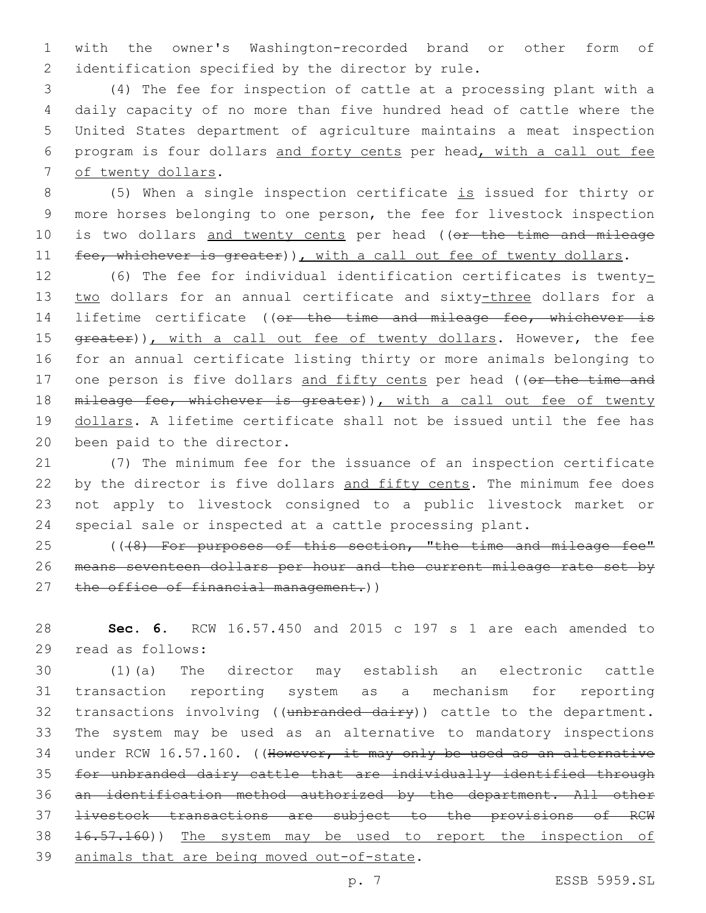with the owner's Washington-recorded brand or other form of identification specified by the director by rule.

(4) The fee for inspection of cattle at a processing plant with a daily capacity of no more than five hundred head of cattle where the United States department of agriculture maintains a meat inspection program is four dollars <u>and forty cents</u> per head<u>, with a call out fee of twenty dollars</u>.

(5) When a single inspection certificate <u>is</u> issued for thirty or more horses belonging to one person, the fee for livestock inspection is two dollars <u>and twenty cents</u> per head ((~~or the time and mileage fee, whichever is greater~~))<u>, with a call out fee of twenty dollars</u>.

(6) The fee for individual identification certificates is twenty<u>-two</u> dollars for an annual certificate and sixty<u>-three</u> dollars for a lifetime certificate ((~~or the time and mileage fee, whichever is greater~~))<u>, with a call out fee of twenty dollars</u>. However, the fee for an annual certificate listing thirty or more animals belonging to one person is five dollars <u>and fifty cents</u> per head ((~~or the time and mileage fee, whichever is greater~~))<u>, with a call out fee of twenty dollars</u>. A lifetime certificate shall not be issued until the fee has been paid to the director.

(7) The minimum fee for the issuance of an inspection certificate by the director is five dollars <u>and fifty cents</u>. The minimum fee does not apply to livestock consigned to a public livestock market or special sale or inspected at a cattle processing plant.

((~~(8) For purposes of this section, "the time and mileage fee" means seventeen dollars per hour and the current mileage rate set by the office of financial management.~~))

**Sec. 6.** RCW 16.57.450 and 2015 c 197 s 1 are each amended to read as follows:

(1)(a) The director may establish an electronic cattle transaction reporting system as a mechanism for reporting transactions involving ((~~unbranded dairy~~)) cattle to the department. The system may be used as an alternative to mandatory inspections under RCW 16.57.160. ((~~However, it may only be used as an alternative for unbranded dairy cattle that are individually identified through an identification method authorized by the department. All other livestock transactions are subject to the provisions of RCW 16.57.160~~)) <u>The system may be used to report the inspection of animals that are being moved out-of-state</u>.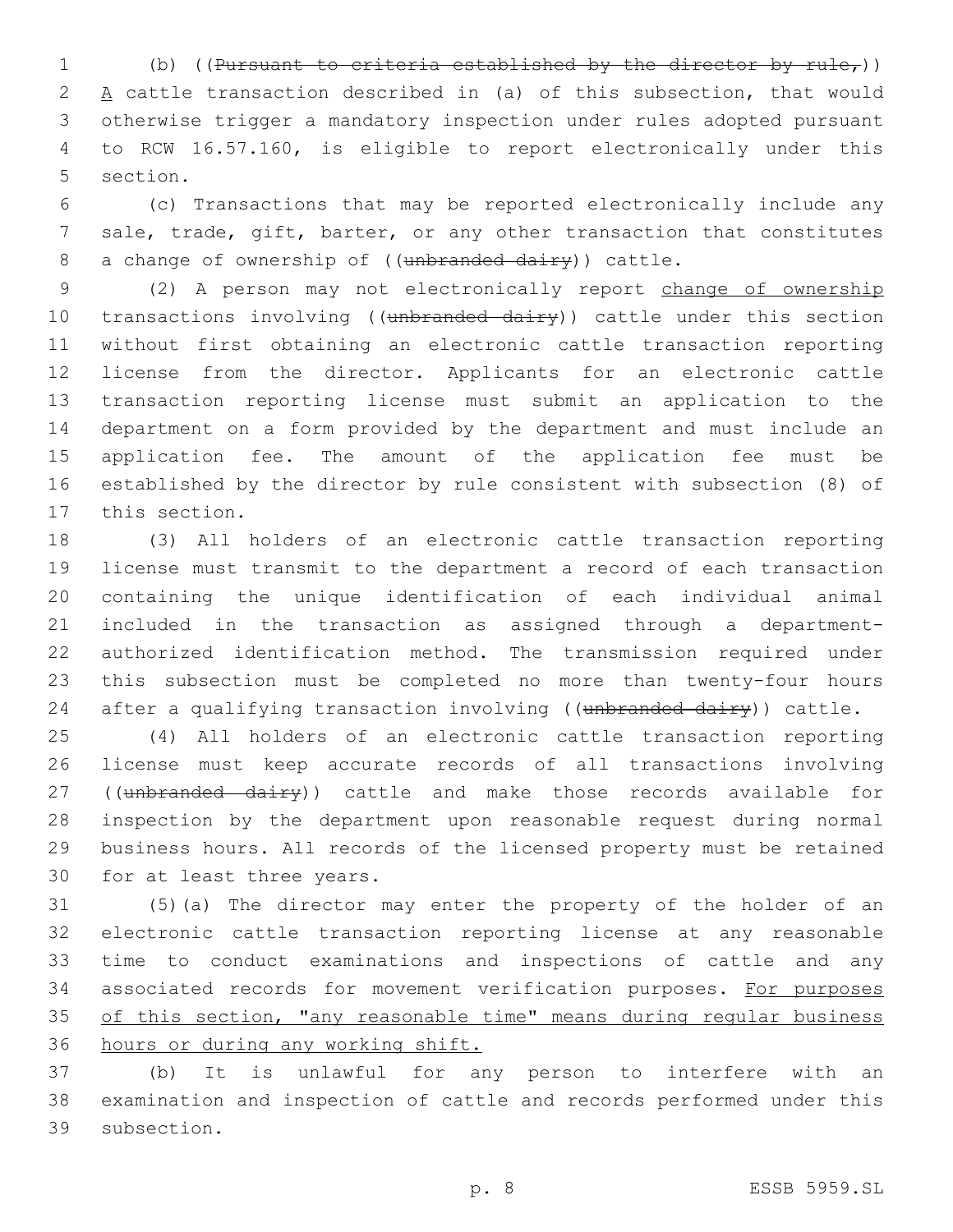(b) ((~~Pursuant to criteria established by the director by rule,~~)) A cattle transaction described in (a) of this subsection, that would otherwise trigger a mandatory inspection under rules adopted pursuant to RCW 16.57.160, is eligible to report electronically under this section.

(c) Transactions that may be reported electronically include any sale, trade, gift, barter, or any other transaction that constitutes a change of ownership of ((~~unbranded dairy~~)) cattle.

(2) A person may not electronically report change of ownership transactions involving ((~~unbranded dairy~~)) cattle under this section without first obtaining an electronic cattle transaction reporting license from the director. Applicants for an electronic cattle transaction reporting license must submit an application to the department on a form provided by the department and must include an application fee. The amount of the application fee must be established by the director by rule consistent with subsection (8) of this section.

(3) All holders of an electronic cattle transaction reporting license must transmit to the department a record of each transaction containing the unique identification of each individual animal included in the transaction as assigned through a department-authorized identification method. The transmission required under this subsection must be completed no more than twenty-four hours after a qualifying transaction involving ((~~unbranded dairy~~)) cattle.

(4) All holders of an electronic cattle transaction reporting license must keep accurate records of all transactions involving ((~~unbranded dairy~~)) cattle and make those records available for inspection by the department upon reasonable request during normal business hours. All records of the licensed property must be retained for at least three years.

(5)(a) The director may enter the property of the holder of an electronic cattle transaction reporting license at any reasonable time to conduct examinations and inspections of cattle and any associated records for movement verification purposes. For purposes of this section, "any reasonable time" means during regular business hours or during any working shift.

(b) It is unlawful for any person to interfere with an examination and inspection of cattle and records performed under this subsection.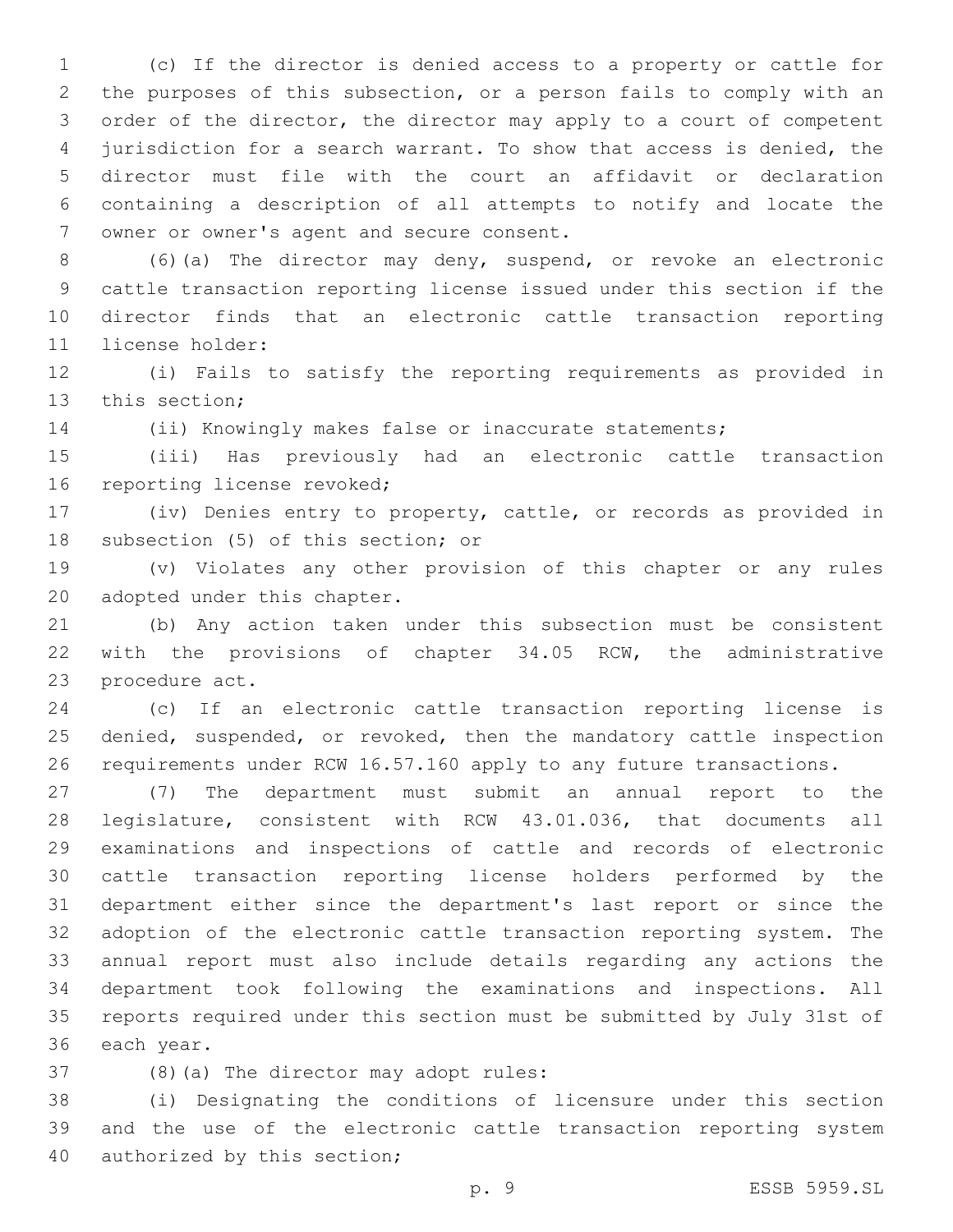(c) If the director is denied access to a property or cattle for the purposes of this subsection, or a person fails to comply with an order of the director, the director may apply to a court of competent jurisdiction for a search warrant. To show that access is denied, the director must file with the court an affidavit or declaration containing a description of all attempts to notify and locate the owner or owner's agent and secure consent.

(6)(a) The director may deny, suspend, or revoke an electronic cattle transaction reporting license issued under this section if the director finds that an electronic cattle transaction reporting license holder:

(i) Fails to satisfy the reporting requirements as provided in this section;

(ii) Knowingly makes false or inaccurate statements;

(iii) Has previously had an electronic cattle transaction reporting license revoked;

(iv) Denies entry to property, cattle, or records as provided in subsection (5) of this section; or

(v) Violates any other provision of this chapter or any rules adopted under this chapter.

(b) Any action taken under this subsection must be consistent with the provisions of chapter 34.05 RCW, the administrative procedure act.

(c) If an electronic cattle transaction reporting license is denied, suspended, or revoked, then the mandatory cattle inspection requirements under RCW 16.57.160 apply to any future transactions.

(7) The department must submit an annual report to the legislature, consistent with RCW 43.01.036, that documents all examinations and inspections of cattle and records of electronic cattle transaction reporting license holders performed by the department either since the department's last report or since the adoption of the electronic cattle transaction reporting system. The annual report must also include details regarding any actions the department took following the examinations and inspections. All reports required under this section must be submitted by July 31st of each year.

(8)(a) The director may adopt rules:

(i) Designating the conditions of licensure under this section and the use of the electronic cattle transaction reporting system authorized by this section;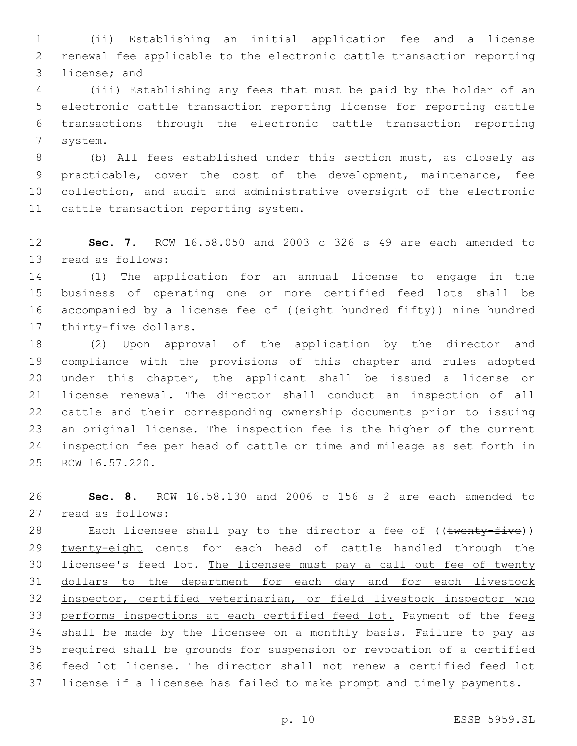(ii) Establishing an initial application fee and a license renewal fee applicable to the electronic cattle transaction reporting license; and

(iii) Establishing any fees that must be paid by the holder of an electronic cattle transaction reporting license for reporting cattle transactions through the electronic cattle transaction reporting system.

(b) All fees established under this section must, as closely as practicable, cover the cost of the development, maintenance, fee collection, and audit and administrative oversight of the electronic cattle transaction reporting system.

**Sec. 7.** RCW 16.58.050 and 2003 c 326 s 49 are each amended to read as follows:

(1) The application for an annual license to engage in the business of operating one or more certified feed lots shall be accompanied by a license fee of ((~~eight hundred fifty~~)) <u>nine hundred thirty-five</u> dollars.

(2) Upon approval of the application by the director and compliance with the provisions of this chapter and rules adopted under this chapter, the applicant shall be issued a license or license renewal. The director shall conduct an inspection of all cattle and their corresponding ownership documents prior to issuing an original license. The inspection fee is the higher of the current inspection fee per head of cattle or time and mileage as set forth in RCW 16.57.220.

**Sec. 8.** RCW 16.58.130 and 2006 c 156 s 2 are each amended to read as follows:

Each licensee shall pay to the director a fee of ((~~twenty-five~~)) <u>twenty-eight</u> cents for each head of cattle handled through the licensee's feed lot. <u>The licensee must pay a call out fee of twenty dollars to the department for each day and for each livestock inspector, certified veterinarian, or field livestock inspector who performs inspections at each certified feed lot.</u> Payment of the fee<u>s</u> shall be made by the licensee on a monthly basis. Failure to pay as required shall be grounds for suspension or revocation of a certified feed lot license. The director shall not renew a certified feed lot license if a licensee has failed to make prompt and timely payments.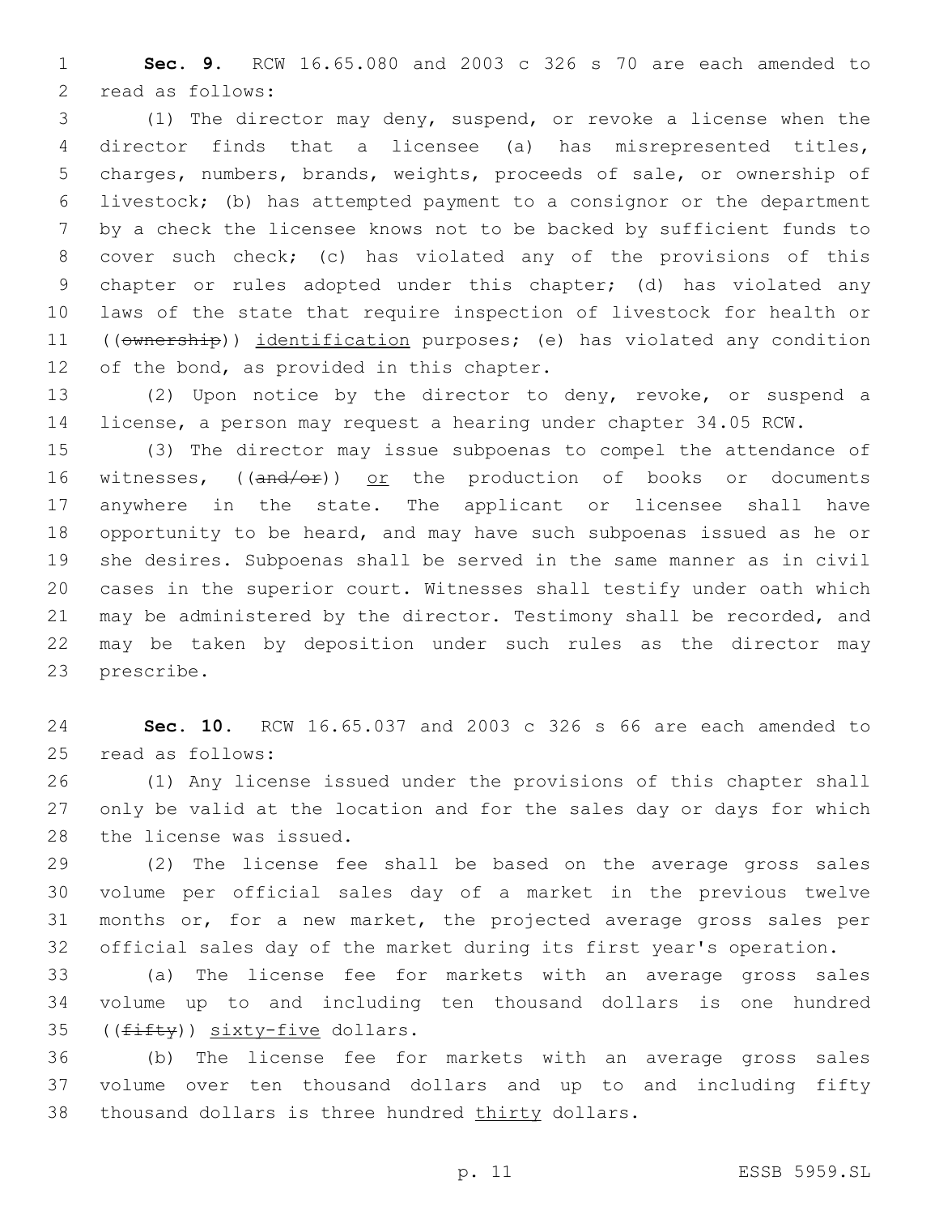**Sec. 9.** RCW 16.65.080 and 2003 c 326 s 70 are each amended to read as follows:

(1) The director may deny, suspend, or revoke a license when the director finds that a licensee (a) has misrepresented titles, charges, numbers, brands, weights, proceeds of sale, or ownership of livestock; (b) has attempted payment to a consignor or the department by a check the licensee knows not to be backed by sufficient funds to cover such check; (c) has violated any of the provisions of this chapter or rules adopted under this chapter; (d) has violated any laws of the state that require inspection of livestock for health or ((~~ownership~~)) identification purposes; (e) has violated any condition of the bond, as provided in this chapter.

(2) Upon notice by the director to deny, revoke, or suspend a license, a person may request a hearing under chapter 34.05 RCW.

(3) The director may issue subpoenas to compel the attendance of witnesses, ((~~and/or~~)) or the production of books or documents anywhere in the state. The applicant or licensee shall have opportunity to be heard, and may have such subpoenas issued as he or she desires. Subpoenas shall be served in the same manner as in civil cases in the superior court. Witnesses shall testify under oath which may be administered by the director. Testimony shall be recorded, and may be taken by deposition under such rules as the director may prescribe.

**Sec. 10.** RCW 16.65.037 and 2003 c 326 s 66 are each amended to read as follows:

(1) Any license issued under the provisions of this chapter shall only be valid at the location and for the sales day or days for which the license was issued.

(2) The license fee shall be based on the average gross sales volume per official sales day of a market in the previous twelve months or, for a new market, the projected average gross sales per official sales day of the market during its first year's operation.

(a) The license fee for markets with an average gross sales volume up to and including ten thousand dollars is one hundred ((~~fifty~~)) sixty-five dollars.

(b) The license fee for markets with an average gross sales volume over ten thousand dollars and up to and including fifty thousand dollars is three hundred thirty dollars.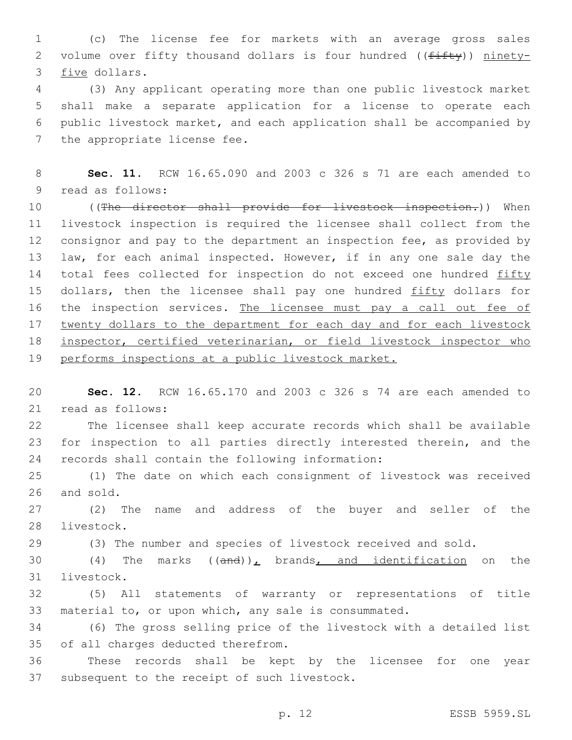(c) The license fee for markets with an average gross sales volume over fifty thousand dollars is four hundred ((~~fifty~~)) <u>ninety-five</u> dollars.

(3) Any applicant operating more than one public livestock market shall make a separate application for a license to operate each public livestock market, and each application shall be accompanied by the appropriate license fee.

**Sec. 11.** RCW 16.65.090 and 2003 c 326 s 71 are each amended to read as follows:

((~~The director shall provide for livestock inspection.~~)) When livestock inspection is required the licensee shall collect from the consignor and pay to the department an inspection fee, as provided by law, for each animal inspected. However, if in any one sale day the total fees collected for inspection do not exceed one hundred <u>fifty</u> dollars, then the licensee shall pay one hundred <u>fifty</u> dollars for the inspection services. <u>The licensee must pay a call out fee of twenty dollars to the department for each day and for each livestock inspector, certified veterinarian, or field livestock inspector who performs inspections at a public livestock market.</u>

**Sec. 12.** RCW 16.65.170 and 2003 c 326 s 74 are each amended to read as follows:

The licensee shall keep accurate records which shall be available for inspection to all parties directly interested therein, and the records shall contain the following information:

(1) The date on which each consignment of livestock was received and sold.

(2) The name and address of the buyer and seller of the livestock.

(3) The number and species of livestock received and sold.

(4) The marks ((~~and~~))<u>,</u> brands<u>, and identification</u> on the livestock.

(5) All statements of warranty or representations of title material to, or upon which, any sale is consummated.

(6) The gross selling price of the livestock with a detailed list of all charges deducted therefrom.

These records shall be kept by the licensee for one year subsequent to the receipt of such livestock.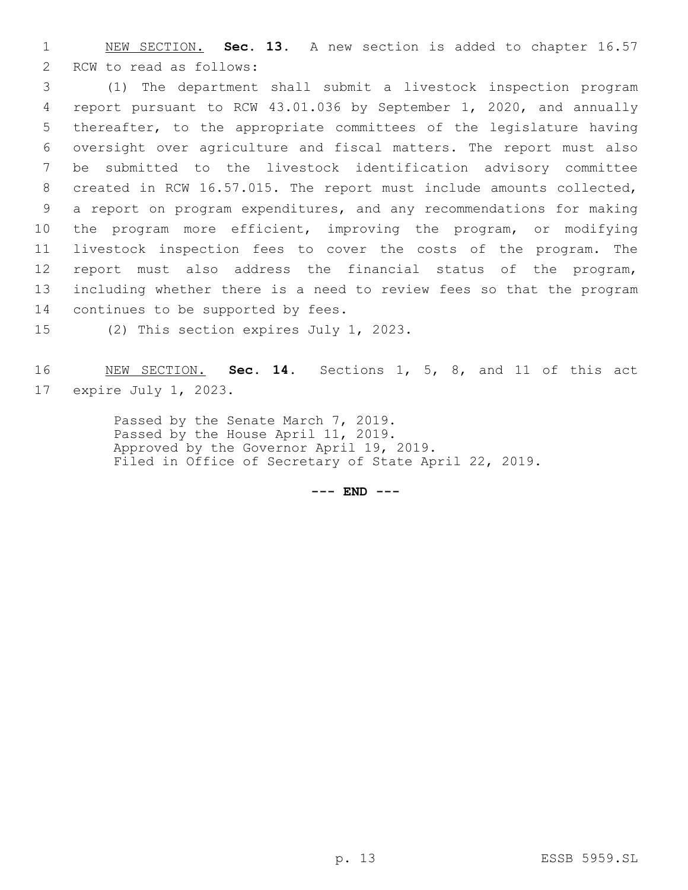NEW SECTION. **Sec. 13.** A new section is added to chapter 16.57 RCW to read as follows:

(1) The department shall submit a livestock inspection program report pursuant to RCW 43.01.036 by September 1, 2020, and annually thereafter, to the appropriate committees of the legislature having oversight over agriculture and fiscal matters. The report must also be submitted to the livestock identification advisory committee created in RCW 16.57.015. The report must include amounts collected, a report on program expenditures, and any recommendations for making the program more efficient, improving the program, or modifying livestock inspection fees to cover the costs of the program. The report must also address the financial status of the program, including whether there is a need to review fees so that the program continues to be supported by fees.

(2) This section expires July 1, 2023.

NEW SECTION. **Sec. 14.** Sections 1, 5, 8, and 11 of this act expire July 1, 2023.

Passed by the Senate March 7, 2019.
Passed by the House April 11, 2019.
Approved by the Governor April 19, 2019.
Filed in Office of Secretary of State April 22, 2019.

**--- END ---**